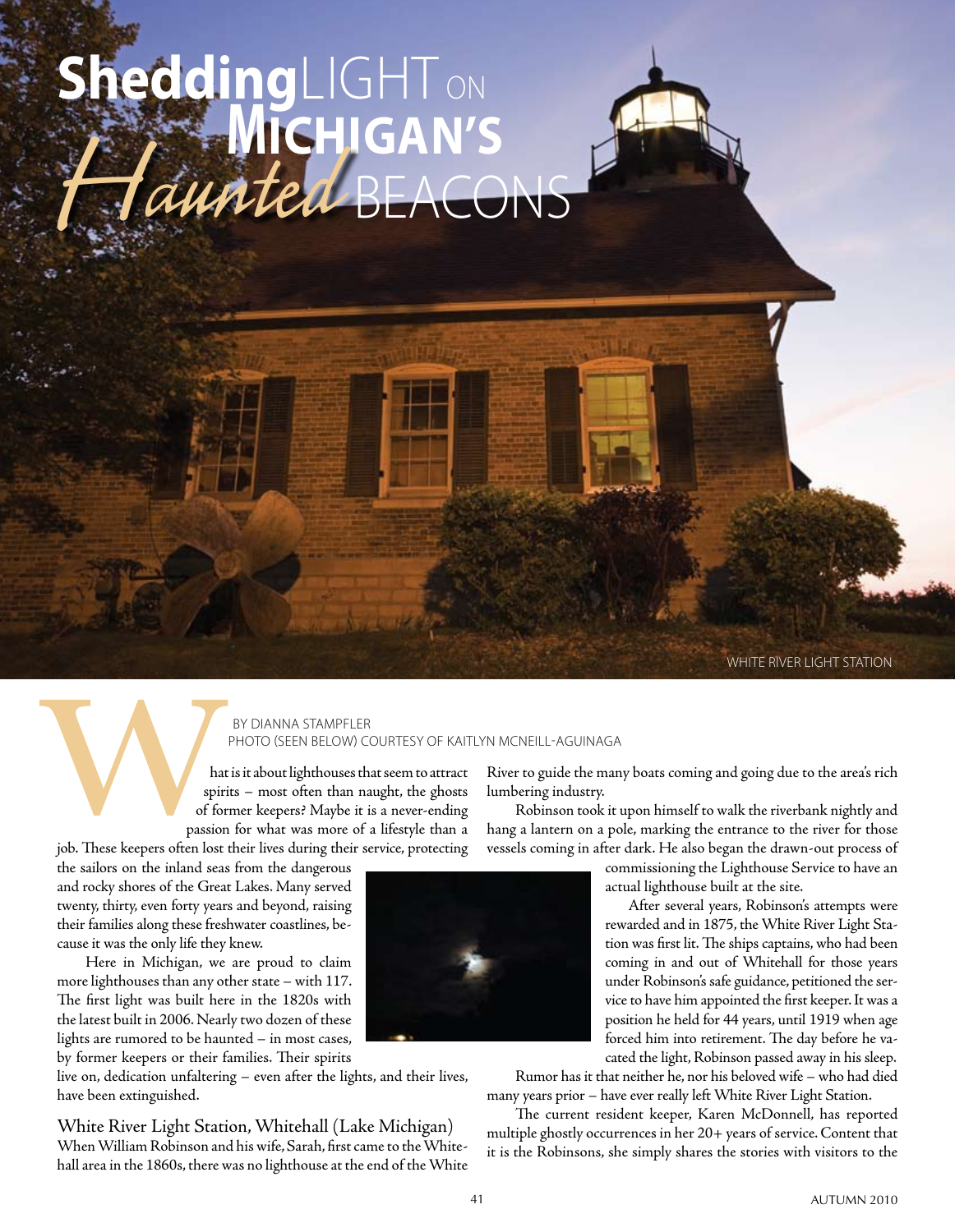# Shedding LIGHT ON MICHIGAN'S *Haunted* BEACONS

WHITE RIVER LIGHT STATION

BY DIANNA STAMPFLER
PHOTO (SEEN BELOW) COURTESY OF KAITLYN MCNEILL-AGUINAGA

What is it about lighthouses that seem to attract spirits – most often than naught, the ghosts of former keepers? Maybe it is a never-ending passion for what was more of a lifestyle than a job. These keepers often lost their lives during their service, protecting the sailors on the inland seas from the dangerous and rocky shores of the Great Lakes. Many served twenty, thirty, even forty years and beyond, raising their families along these freshwater coastlines, because it was the only life they knew.

Here in Michigan, we are proud to claim more lighthouses than any other state – with 117. The first light was built here in the 1820s with the latest built in 2006. Nearly two dozen of these lights are rumored to be haunted – in most cases, by former keepers or their families. Their spirits live on, dedication unfaltering – even after the lights, and their lives, have been extinguished.

## White River Light Station, Whitehall (Lake Michigan)

When William Robinson and his wife, Sarah, first came to the Whitehall area in the 1860s, there was no lighthouse at the end of the White River to guide the many boats coming and going due to the area's rich lumbering industry.

Robinson took it upon himself to walk the riverbank nightly and hang a lantern on a pole, marking the entrance to the river for those vessels coming in after dark. He also began the drawn-out process of commissioning the Lighthouse Service to have an actual lighthouse built at the site.

After several years, Robinson's attempts were rewarded and in 1875, the White River Light Station was first lit. The ships captains, who had been coming in and out of Whitehall for those years under Robinson's safe guidance, petitioned the service to have him appointed the first keeper. It was a position he held for 44 years, until 1919 when age forced him into retirement. The day before he vacated the light, Robinson passed away in his sleep.

Rumor has it that neither he, nor his beloved wife – who had died many years prior – have ever really left White River Light Station.

The current resident keeper, Karen McDonnell, has reported multiple ghostly occurrences in her 20+ years of service. Content that it is the Robinsons, she simply shares the stories with visitors to the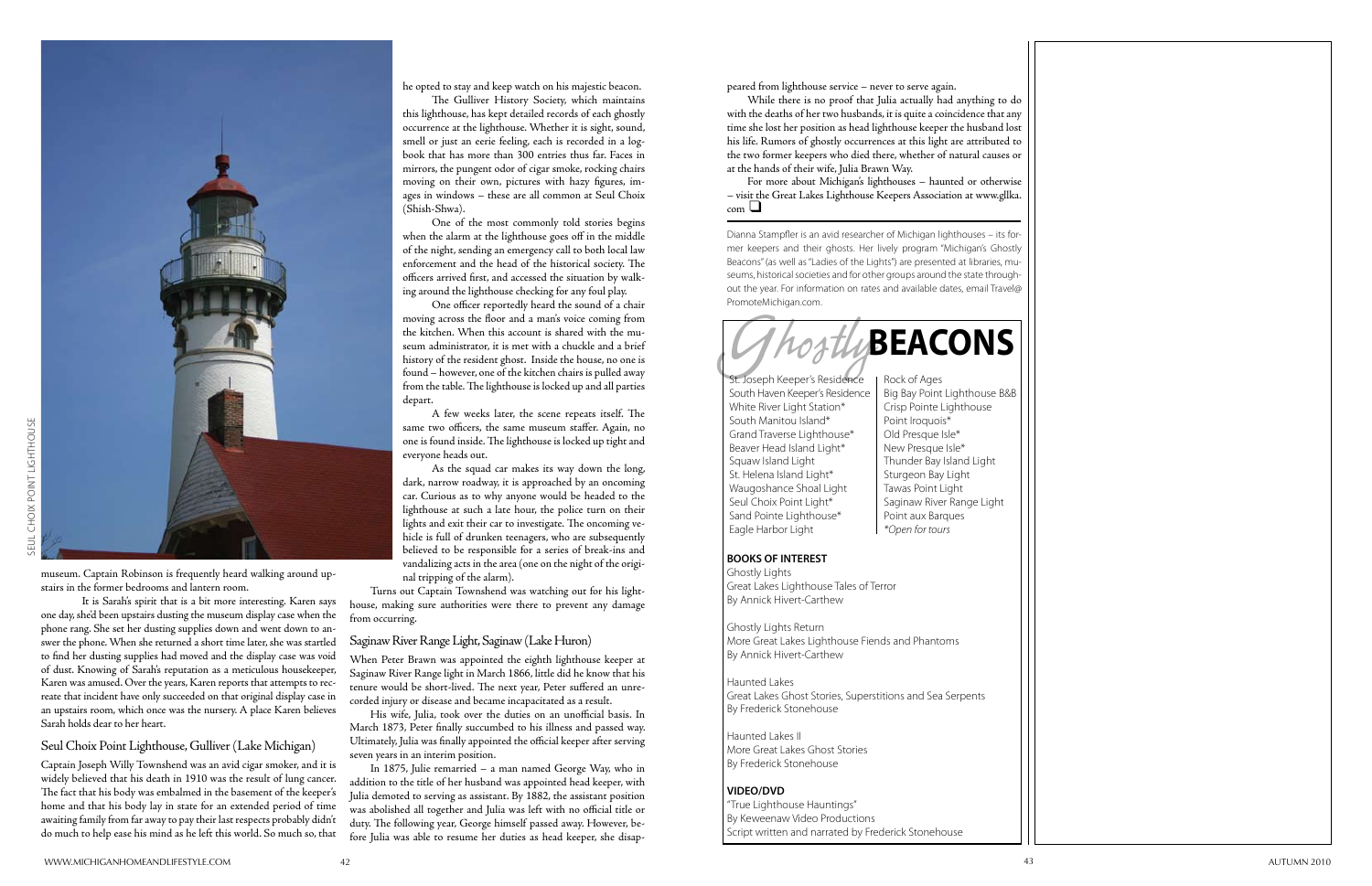museum. Captain Robinson is frequently heard walking around upstairs in the former bedrooms and lantern room.

It is Sarah's spirit that is a bit more interesting. Karen says one day, she'd been upstairs dusting the museum display case when the phone rang. She set her dusting supplies down and went down to answer the phone. When she returned a short time later, she was startled to find her dusting supplies had moved and the display case was void of dust. Knowing of Sarah's reputation as a meticulous housekeeper, Karen was amused. Over the years, Karen reports that attempts to recreate that incident have only succeeded on that original display case in an upstairs room, which once was the nursery. A place Karen believes Sarah holds dear to her heart.

### Seul Choix Point Lighthouse, Gulliver (Lake Michigan)

Captain Joseph Willy Townshend was an avid cigar smoker, and it is widely believed that his death in 1910 was the result of lung cancer. The fact that his body was embalmed in the basement of the keeper's home and that his body lay in state for an extended period of time awaiting family from far away to pay their last respects probably didn't do much to help ease his mind as he left this world. So much so, that he opted to stay and keep watch on his majestic beacon.

The Gulliver History Society, which maintains this lighthouse, has kept detailed records of each ghostly occurrence at the lighthouse. Whether it is sight, sound, smell or just an eerie feeling, each is recorded in a logbook that has more than 300 entries thus far. Faces in mirrors, the pungent odor of cigar smoke, rocking chairs moving on their own, pictures with hazy figures, images in windows – these are all common at Seul Choix (Shish-Shwa).

One of the most commonly told stories begins when the alarm at the lighthouse goes off in the middle of the night, sending an emergency call to both local law enforcement and the head of the historical society. The officers arrived first, and accessed the situation by walking around the lighthouse checking for any foul play.

One officer reportedly heard the sound of a chair moving across the floor and a man's voice coming from the kitchen. When this account is shared with the museum administrator, it is met with a chuckle and a brief history of the resident ghost. Inside the house, no one is found – however, one of the kitchen chairs is pulled away from the table. The lighthouse is locked up and all parties depart.

A few weeks later, the scene repeats itself. The same two officers, the same museum staffer. Again, no one is found inside. The lighthouse is locked up tight and everyone heads out.

As the squad car makes its way down the long, dark, narrow roadway, it is approached by an oncoming car. Curious as to why anyone would be headed to the lighthouse at such a late hour, the police turn on their lights and exit their car to investigate. The oncoming vehicle is full of drunken teenagers, who are subsequently believed to be responsible for a series of break-ins and vandalizing acts in the area (one on the night of the original tripping of the alarm).

Turns out Captain Townshend was watching out for his lighthouse, making sure authorities were there to prevent any damage from occurring.

### Saginaw River Range Light, Saginaw (Lake Huron)

When Peter Brawn was appointed the eighth lighthouse keeper at Saginaw River Range light in March 1866, little did he know that his tenure would be short-lived. The next year, Peter suffered an unrecorded injury or disease and became incapacitated as a result.

His wife, Julia, took over the duties on an unofficial basis. In March 1873, Peter finally succumbed to his illness and passed way. Ultimately, Julia was finally appointed the official keeper after serving seven years in an interim position.

In 1875, Julie remarried – a man named George Way, who in addition to the title of her husband was appointed head keeper, with Julia demoted to serving as assistant. By 1882, the assistant position was abolished all together and Julia was left with no official title or duty. The following year, George himself passed away. However, before Julia was able to resume her duties as head keeper, she disappeared from lighthouse service – never to serve again.

While there is no proof that Julia actually had anything to do with the deaths of her two husbands, it is quite a coincidence that any time she lost her position as head lighthouse keeper the husband lost his life. Rumors of ghostly occurrences at this light are attributed to the two former keepers who died there, whether of natural causes or at the hands of their wife, Julia Brawn Way.

For more about Michigan's lighthouses – haunted or otherwise – visit the Great Lakes Lighthouse Keepers Association at www.gllka.com ❑

Dianna Stampfler is an avid researcher of Michigan lighthouses – its former keepers and their ghosts. Her lively program "Michigan's Ghostly Beacons" (as well as "Ladies of the Lights") are presented at libraries, museums, historical societies and for other groups around the state throughout the year. For information on rates and available dates, email Travel@PromoteMichigan.com.

## *Ghostly* BEACONS

| | |
|---|---|
| St. Joseph Keeper's Residence | Rock of Ages |
| South Haven Keeper's Residence | Big Bay Point Lighthouse B&B |
| White River Light Station* | Crisp Pointe Lighthouse |
| South Manitou Island* | Point Iroquois* |
| Grand Traverse Lighthouse* | Old Presque Isle* |
| Beaver Head Island Light* | New Presque Isle* |
| Squaw Island Light | Thunder Bay Island Light |
| St. Helena Island Light* | Sturgeon Bay Light |
| Waugoshance Shoal Light | Tawas Point Light |
| Seul Choix Point Light* | Saginaw River Range Light |
| Sand Pointe Lighthouse* | Point aux Barques |
| Eagle Harbor Light | *\*Open for tours* |

**BOOKS OF INTEREST**

Ghostly Lights
Great Lakes Lighthouse Tales of Terror
By Annick Hivert-Carthew

Ghostly Lights Return
More Great Lakes Lighthouse Fiends and Phantoms
By Annick Hivert-Carthew

Haunted Lakes
Great Lakes Ghost Stories, Superstitions and Sea Serpents
By Frederick Stonehouse

Haunted Lakes II
More Great Lakes Ghost Stories
By Frederick Stonehouse

**VIDEO/DVD**

"True Lighthouse Hauntings"
By Keweenaw Video Productions
Script written and narrated by Frederick Stonehouse